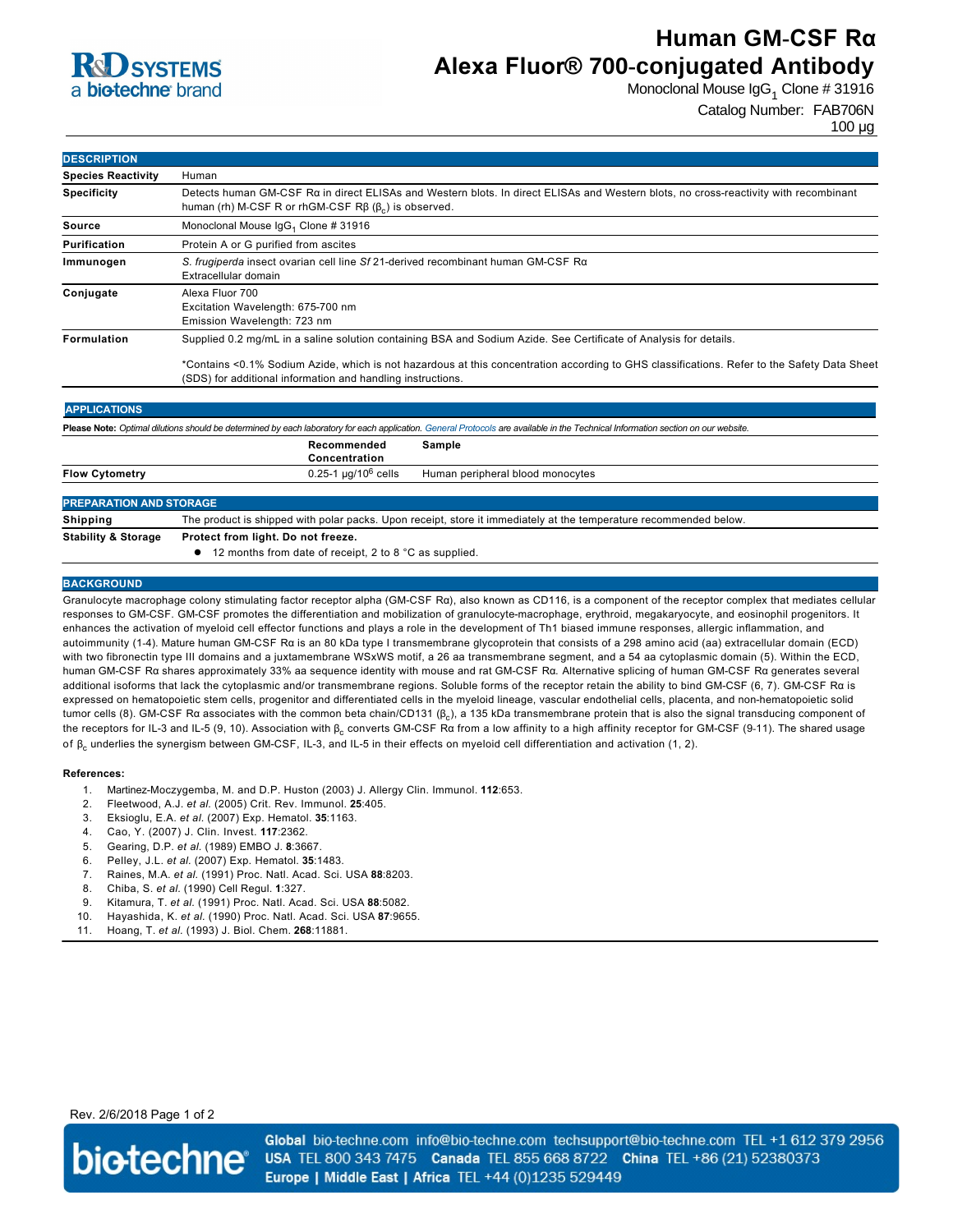# Human GM-CSF Rα Alexa Fluor® 700-conjugated Antibody

Monoclonal Mouse $IgG_1$ Clone # 31916

Catalog Number: FAB706N

100 µg

## DESCRIPTION

| | |
|---|---|
| **Species Reactivity** | Human |
| **Specificity** | Detects human GM-CSF Rα in direct ELISAs and Western blots. In direct ELISAs and Western blots, no cross-reactivity with recombinant human (rh) M-CSF R or rhGM-CSF Rβ ($\beta_c$) is observed. |
| **Source** | Monoclonal Mouse $IgG_1$ Clone # 31916 |
| **Purification** | Protein A or G purified from ascites |
| **Immunogen** | *S. frugiperda* insect ovarian cell line *Sf* 21-derived recombinant human GM-CSF Rα<br>Extracellular domain |
| **Conjugate** | Alexa Fluor 700<br>Excitation Wavelength: 675-700 nm<br>Emission Wavelength: 723 nm |
| **Formulation** | Supplied 0.2 mg/mL in a saline solution containing BSA and Sodium Azide. See Certificate of Analysis for details.<br><br>*Contains <0.1% Sodium Azide, which is not hazardous at this concentration according to GHS classifications. Refer to the Safety Data Sheet (SDS) for additional information and handling instructions. |

## APPLICATIONS

**Please Note:** *Optimal dilutions should be determined by each laboratory for each application. General Protocols are available in the Technical Information section on our website.*

| | Recommended Concentration | Sample |
|---|---|---|
| **Flow Cytometry** | 0.25-1 µg/$10^6$ cells | Human peripheral blood monocytes |

## PREPARATION AND STORAGE

| | |
|---|---|
| **Shipping** | The product is shipped with polar packs. Upon receipt, store it immediately at the temperature recommended below. |
| **Stability & Storage** | **Protect from light. Do not freeze.**<br>• 12 months from date of receipt, 2 to 8 °C as supplied. |

## BACKGROUND

Granulocyte macrophage colony stimulating factor receptor alpha (GM-CSF Rα), also known as CD116, is a component of the receptor complex that mediates cellular responses to GM-CSF. GM-CSF promotes the differentiation and mobilization of granulocyte-macrophage, erythroid, megakaryocyte, and eosinophil progenitors. It enhances the activation of myeloid cell effector functions and plays a role in the development of Th1 biased immune responses, allergic inflammation, and autoimmunity (1-4). Mature human GM-CSF Rα is an 80 kDa type I transmembrane glycoprotein that consists of a 298 amino acid (aa) extracellular domain (ECD) with two fibronectin type III domains and a juxtamembrane WSxWS motif, a 26 aa transmembrane segment, and a 54 aa cytoplasmic domain (5). Within the ECD, human GM-CSF Rα shares approximately 33% aa sequence identity with mouse and rat GM-CSF Rα. Alternative splicing of human GM-CSF Rα generates several additional isoforms that lack the cytoplasmic and/or transmembrane regions. Soluble forms of the receptor retain the ability to bind GM-CSF (6, 7). GM-CSF Rα is expressed on hematopoietic stem cells, progenitor and differentiated cells in the myeloid lineage, vascular endothelial cells, placenta, and non-hematopoietic solid tumor cells (8). GM-CSF Rα associates with the common beta chain/CD131 ($\beta_c$), a 135 kDa transmembrane protein that is also the signal transducing component of the receptors for IL-3 and IL-5 (9, 10). Association with $\beta_c$ converts GM-CSF Rα from a low affinity to a high affinity receptor for GM-CSF (9-11). The shared usage of $\beta_c$ underlies the synergism between GM-CSF, IL-3, and IL-5 in their effects on myeloid cell differentiation and activation (1, 2).

**References:**

1. Martinez-Moczygemba, M. and D.P. Huston (2003) J. Allergy Clin. Immunol. **112**:653.
2. Fleetwood, A.J. *et al.* (2005) Crit. Rev. Immunol. **25**:405.
3. Eksioglu, E.A. *et al.* (2007) Exp. Hematol. **35**:1163.
4. Cao, Y. (2007) J. Clin. Invest. **117**:2362.
5. Gearing, D.P. *et al.* (1989) EMBO J. **8**:3667.
6. Pelley, J.L. *et al.* (2007) Exp. Hematol. **35**:1483.
7. Raines, M.A. *et al.* (1991) Proc. Natl. Acad. Sci. USA **88**:8203.
8. Chiba, S. *et al.* (1990) Cell Regul. **1**:327.
9. Kitamura, T. *et al.* (1991) Proc. Natl. Acad. Sci. USA **88**:5082.
10. Hayashida, K. *et al.* (1990) Proc. Natl. Acad. Sci. USA **87**:9655.
11. Hoang, T. *et al.* (1993) J. Biol. Chem. **268**:11881.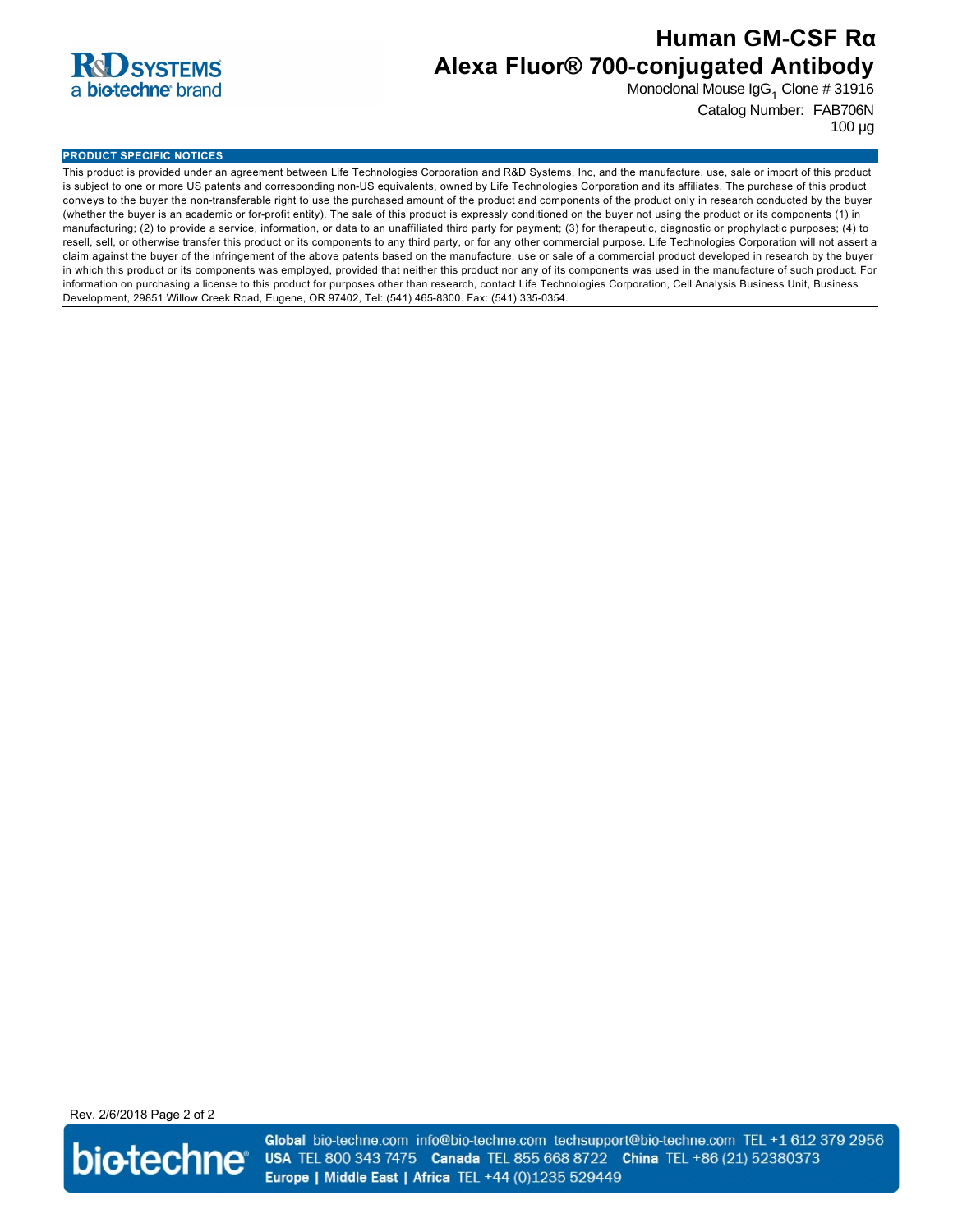# Human GM-CSF Rα Alexa Fluor® 700-conjugated Antibody

Monoclonal Mouse $IgG_1$ Clone # 31916

Catalog Number: FAB706N

100 µg

## PRODUCT SPECIFIC NOTICES

This product is provided under an agreement between Life Technologies Corporation and R&D Systems, Inc, and the manufacture, use, sale or import of this product is subject to one or more US patents and corresponding non-US equivalents, owned by Life Technologies Corporation and its affiliates. The purchase of this product conveys to the buyer the non-transferable right to use the purchased amount of the product and components of the product only in research conducted by the buyer (whether the buyer is an academic or for-profit entity). The sale of this product is expressly conditioned on the buyer not using the product or its components (1) in manufacturing; (2) to provide a service, information, or data to an unaffiliated third party for payment; (3) for therapeutic, diagnostic or prophylactic purposes; (4) to resell, sell, or otherwise transfer this product or its components to any third party, or for any other commercial purpose. Life Technologies Corporation will not assert a claim against the buyer of the infringement of the above patents based on the manufacture, use or sale of a commercial product developed in research by the buyer in which this product or its components was employed, provided that neither this product nor any of its components was used in the manufacture of such product. For information on purchasing a license to this product for purposes other than research, contact Life Technologies Corporation, Cell Analysis Business Unit, Business Development, 29851 Willow Creek Road, Eugene, OR 97402, Tel: (541) 465-8300. Fax: (541) 335-0354.

Rev. 2/6/2018

**Global** bio-techne.com info@bio-techne.com techsupport@bio-techne.com TEL +1 612 379 2956
**USA** TEL 800 343 7475 **Canada** TEL 855 668 8722 **China** TEL +86 (21) 52380373
**Europe | Middle East | Africa** TEL +44 (0)1235 529449